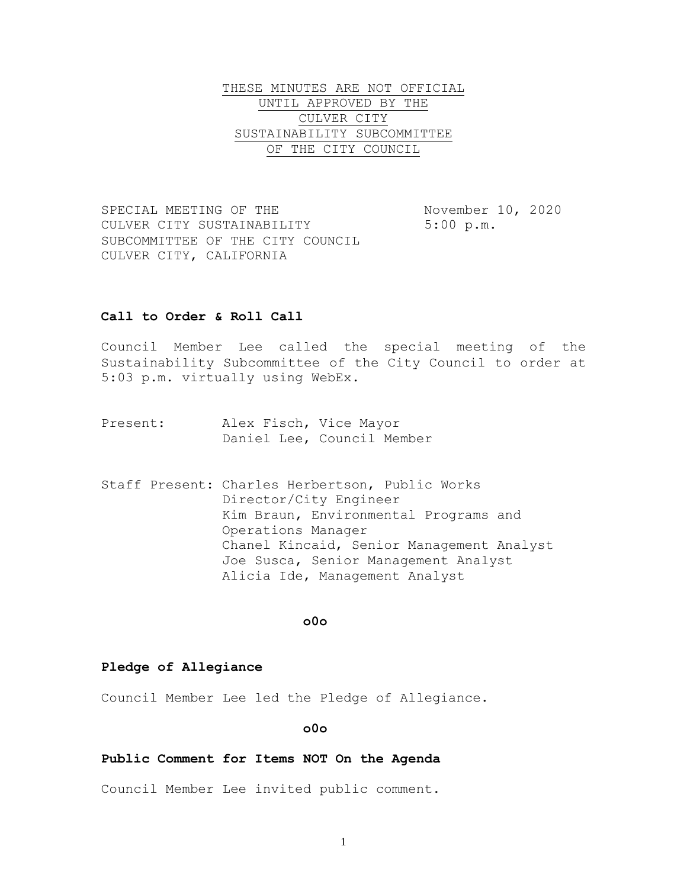THESE MINUTES ARE NOT OFFICIAL
UNTIL APPROVED BY THE
CULVER CITY
SUSTAINABILITY SUBCOMMITTEE
OF THE CITY COUNCIL

SPECIAL MEETING OF THE CULVER CITY SUSTAINABILITY SUBCOMMITTEE OF THE CITY COUNCIL
CULVER CITY, CALIFORNIA

November 10, 2020
5:00 p.m.

**Call to Order & Roll Call**

Council Member Lee called the special meeting of the Sustainability Subcommittee of the City Council to order at 5:03 p.m. virtually using WebEx.

Present: Alex Fisch, Vice Mayor
Daniel Lee, Council Member

Staff Present: Charles Herbertson, Public Works Director/City Engineer
Kim Braun, Environmental Programs and Operations Manager
Chanel Kincaid, Senior Management Analyst
Joe Susca, Senior Management Analyst
Alicia Ide, Management Analyst

**o0o**

**Pledge of Allegiance**

Council Member Lee led the Pledge of Allegiance.

**o0o**

**Public Comment for Items NOT On the Agenda**

Council Member Lee invited public comment.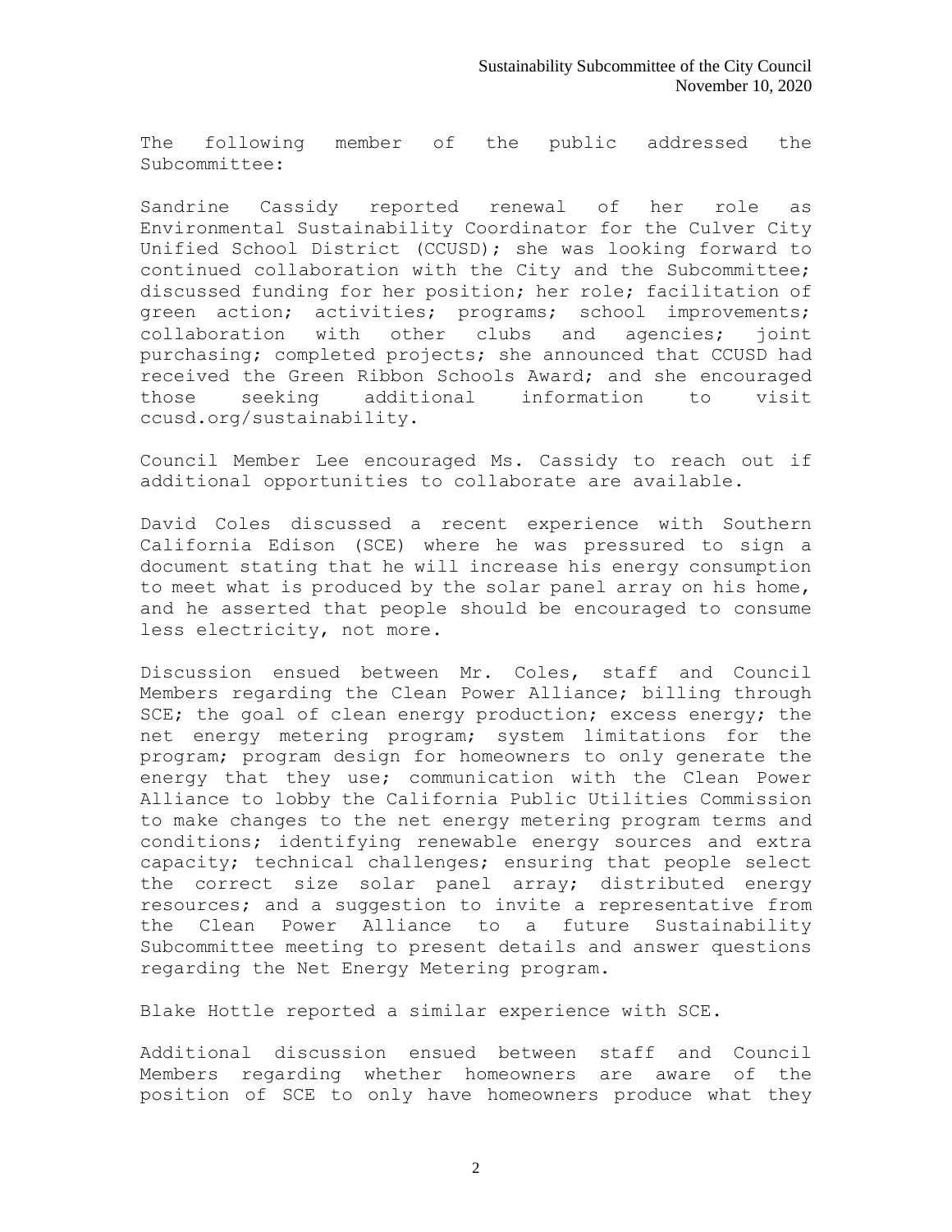The following member of the public addressed the Subcommittee:

Sandrine Cassidy reported renewal of her role as Environmental Sustainability Coordinator for the Culver City Unified School District (CCUSD); she was looking forward to continued collaboration with the City and the Subcommittee; discussed funding for her position; her role; facilitation of green action; activities; programs; school improvements; collaboration with other clubs and agencies; joint purchasing; completed projects; she announced that CCUSD had received the Green Ribbon Schools Award; and she encouraged those seeking additional information to visit ccusd.org/sustainability.

Council Member Lee encouraged Ms. Cassidy to reach out if additional opportunities to collaborate are available.

David Coles discussed a recent experience with Southern California Edison (SCE) where he was pressured to sign a document stating that he will increase his energy consumption to meet what is produced by the solar panel array on his home, and he asserted that people should be encouraged to consume less electricity, not more.

Discussion ensued between Mr. Coles, staff and Council Members regarding the Clean Power Alliance; billing through SCE; the goal of clean energy production; excess energy; the net energy metering program; system limitations for the program; program design for homeowners to only generate the energy that they use; communication with the Clean Power Alliance to lobby the California Public Utilities Commission to make changes to the net energy metering program terms and conditions; identifying renewable energy sources and extra capacity; technical challenges; ensuring that people select the correct size solar panel array; distributed energy resources; and a suggestion to invite a representative from the Clean Power Alliance to a future Sustainability Subcommittee meeting to present details and answer questions regarding the Net Energy Metering program.

Blake Hottle reported a similar experience with SCE.

Additional discussion ensued between staff and Council Members regarding whether homeowners are aware of the position of SCE to only have homeowners produce what they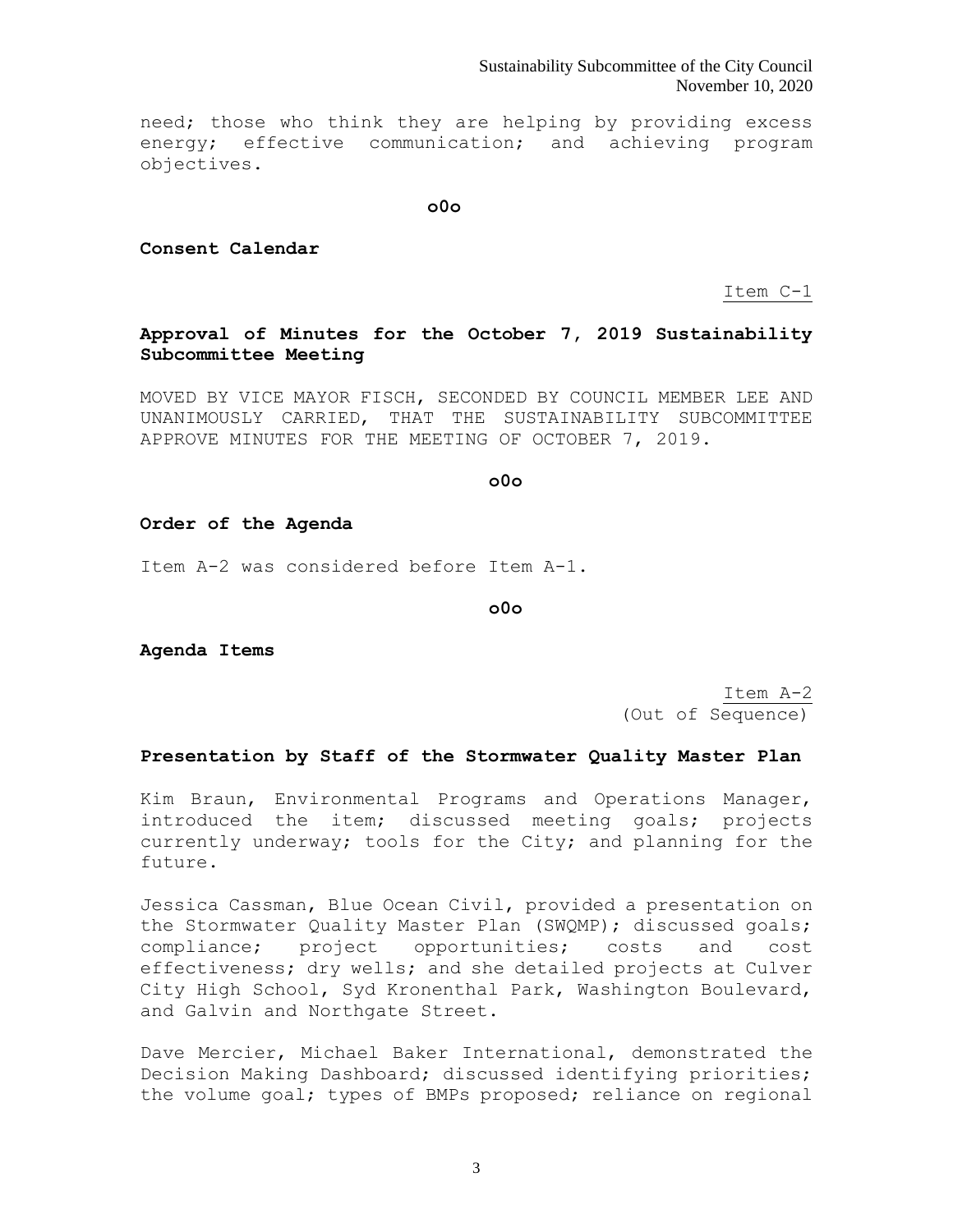need; those who think they are helping by providing excess energy; effective communication; and achieving program objectives.

**o0o**

**Consent Calendar**

Item C-1

**Approval of Minutes for the October 7, 2019 Sustainability Subcommittee Meeting**

MOVED BY VICE MAYOR FISCH, SECONDED BY COUNCIL MEMBER LEE AND UNANIMOUSLY CARRIED, THAT THE SUSTAINABILITY SUBCOMMITTEE APPROVE MINUTES FOR THE MEETING OF OCTOBER 7, 2019.

**o0o**

**Order of the Agenda**

Item A-2 was considered before Item A-1.

**o0o**

**Agenda Items**

Item A-2
(Out of Sequence)

**Presentation by Staff of the Stormwater Quality Master Plan**

Kim Braun, Environmental Programs and Operations Manager, introduced the item; discussed meeting goals; projects currently underway; tools for the City; and planning for the future.

Jessica Cassman, Blue Ocean Civil, provided a presentation on the Stormwater Quality Master Plan (SWQMP); discussed goals; compliance; project opportunities; costs and cost effectiveness; dry wells; and she detailed projects at Culver City High School, Syd Kronenthal Park, Washington Boulevard, and Galvin and Northgate Street.

Dave Mercier, Michael Baker International, demonstrated the Decision Making Dashboard; discussed identifying priorities; the volume goal; types of BMPs proposed; reliance on regional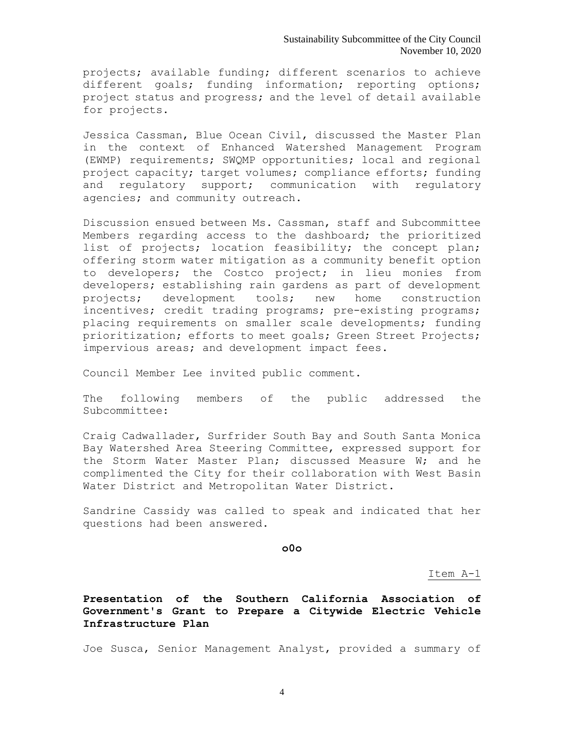projects; available funding; different scenarios to achieve different goals; funding information; reporting options; project status and progress; and the level of detail available for projects.

Jessica Cassman, Blue Ocean Civil, discussed the Master Plan in the context of Enhanced Watershed Management Program (EWMP) requirements; SWQMP opportunities; local and regional project capacity; target volumes; compliance efforts; funding and regulatory support; communication with regulatory agencies; and community outreach.

Discussion ensued between Ms. Cassman, staff and Subcommittee Members regarding access to the dashboard; the prioritized list of projects; location feasibility; the concept plan; offering storm water mitigation as a community benefit option to developers; the Costco project; in lieu monies from developers; establishing rain gardens as part of development projects; development tools; new home construction incentives; credit trading programs; pre-existing programs; placing requirements on smaller scale developments; funding prioritization; efforts to meet goals; Green Street Projects; impervious areas; and development impact fees.

Council Member Lee invited public comment.

The following members of the public addressed the Subcommittee:

Craig Cadwallader, Surfrider South Bay and South Santa Monica Bay Watershed Area Steering Committee, expressed support for the Storm Water Master Plan; discussed Measure W; and he complimented the City for their collaboration with West Basin Water District and Metropolitan Water District.

Sandrine Cassidy was called to speak and indicated that her questions had been answered.

**o0o**

Item A-1

**Presentation of the Southern California Association of Government's Grant to Prepare a Citywide Electric Vehicle Infrastructure Plan**

Joe Susca, Senior Management Analyst, provided a summary of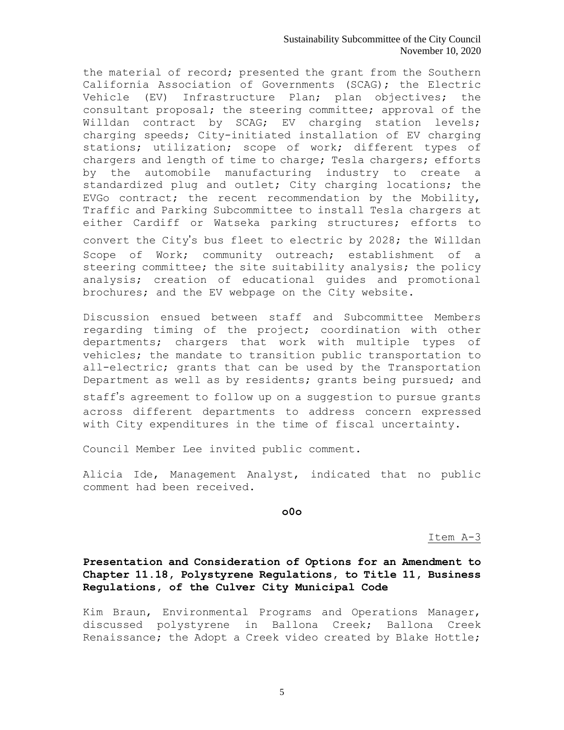the material of record; presented the grant from the Southern California Association of Governments (SCAG); the Electric Vehicle (EV) Infrastructure Plan; plan objectives; the consultant proposal; the steering committee; approval of the Willdan contract by SCAG; EV charging station levels; charging speeds; City-initiated installation of EV charging stations; utilization; scope of work; different types of chargers and length of time to charge; Tesla chargers; efforts by the automobile manufacturing industry to create a standardized plug and outlet; City charging locations; the EVGo contract; the recent recommendation by the Mobility, Traffic and Parking Subcommittee to install Tesla chargers at either Cardiff or Watseka parking structures; efforts to convert the City's bus fleet to electric by 2028; the Willdan Scope of Work; community outreach; establishment of a steering committee; the site suitability analysis; the policy analysis; creation of educational guides and promotional brochures; and the EV webpage on the City website.

Discussion ensued between staff and Subcommittee Members regarding timing of the project; coordination with other departments; chargers that work with multiple types of vehicles; the mandate to transition public transportation to all-electric; grants that can be used by the Transportation Department as well as by residents; grants being pursued; and staff's agreement to follow up on a suggestion to pursue grants across different departments to address concern expressed with City expenditures in the time of fiscal uncertainty.

Council Member Lee invited public comment.

Alicia Ide, Management Analyst, indicated that no public comment had been received.

**o0o**

Item A-3

**Presentation and Consideration of Options for an Amendment to Chapter 11.18, Polystyrene Regulations, to Title 11, Business Regulations, of the Culver City Municipal Code**

Kim Braun, Environmental Programs and Operations Manager, discussed polystyrene in Ballona Creek; Ballona Creek Renaissance; the Adopt a Creek video created by Blake Hottle;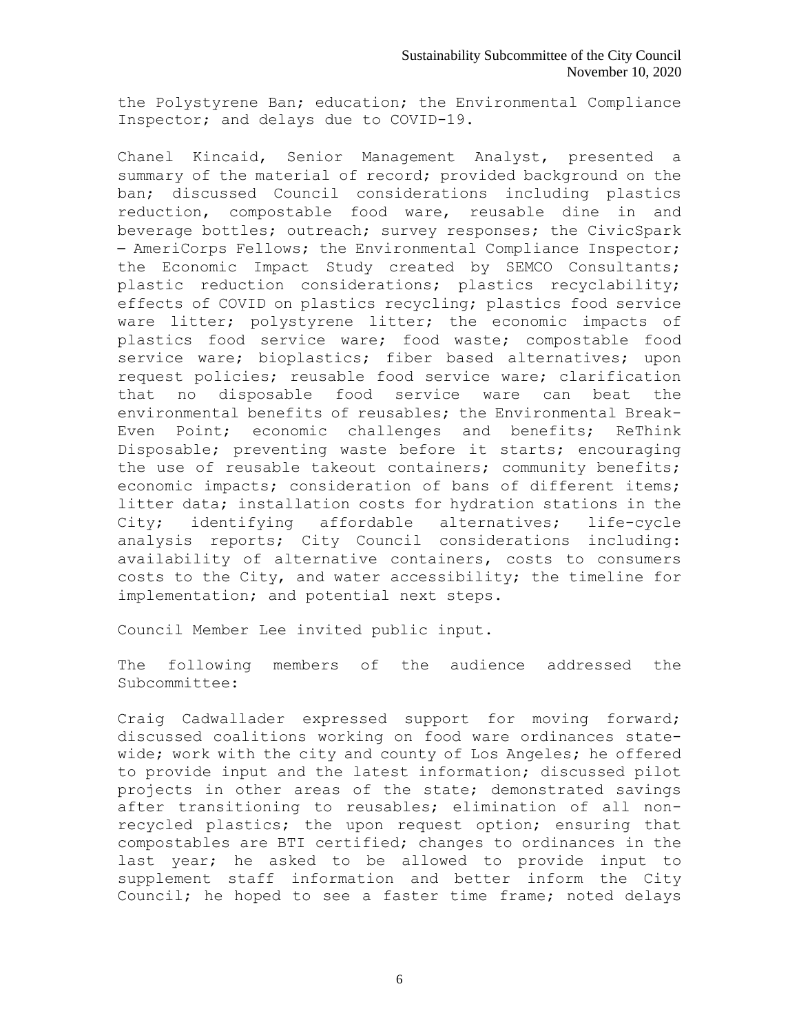the Polystyrene Ban; education; the Environmental Compliance Inspector; and delays due to COVID-19.

Chanel Kincaid, Senior Management Analyst, presented a summary of the material of record; provided background on the ban; discussed Council considerations including plastics reduction, compostable food ware, reusable dine in and beverage bottles; outreach; survey responses; the CivicSpark – AmeriCorps Fellows; the Environmental Compliance Inspector; the Economic Impact Study created by SEMCO Consultants; plastic reduction considerations; plastics recyclability; effects of COVID on plastics recycling; plastics food service ware litter; polystyrene litter; the economic impacts of plastics food service ware; food waste; compostable food service ware; bioplastics; fiber based alternatives; upon request policies; reusable food service ware; clarification that no disposable food service ware can beat the environmental benefits of reusables; the Environmental Break-Even Point; economic challenges and benefits; ReThink Disposable; preventing waste before it starts; encouraging the use of reusable takeout containers; community benefits; economic impacts; consideration of bans of different items; litter data; installation costs for hydration stations in the City; identifying affordable alternatives; life-cycle analysis reports; City Council considerations including: availability of alternative containers, costs to consumers costs to the City, and water accessibility; the timeline for implementation; and potential next steps.

Council Member Lee invited public input.

The following members of the audience addressed the Subcommittee:

Craig Cadwallader expressed support for moving forward; discussed coalitions working on food ware ordinances state-wide; work with the city and county of Los Angeles; he offered to provide input and the latest information; discussed pilot projects in other areas of the state; demonstrated savings after transitioning to reusables; elimination of all non-recycled plastics; the upon request option; ensuring that compostables are BTI certified; changes to ordinances in the last year; he asked to be allowed to provide input to supplement staff information and better inform the City Council; he hoped to see a faster time frame; noted delays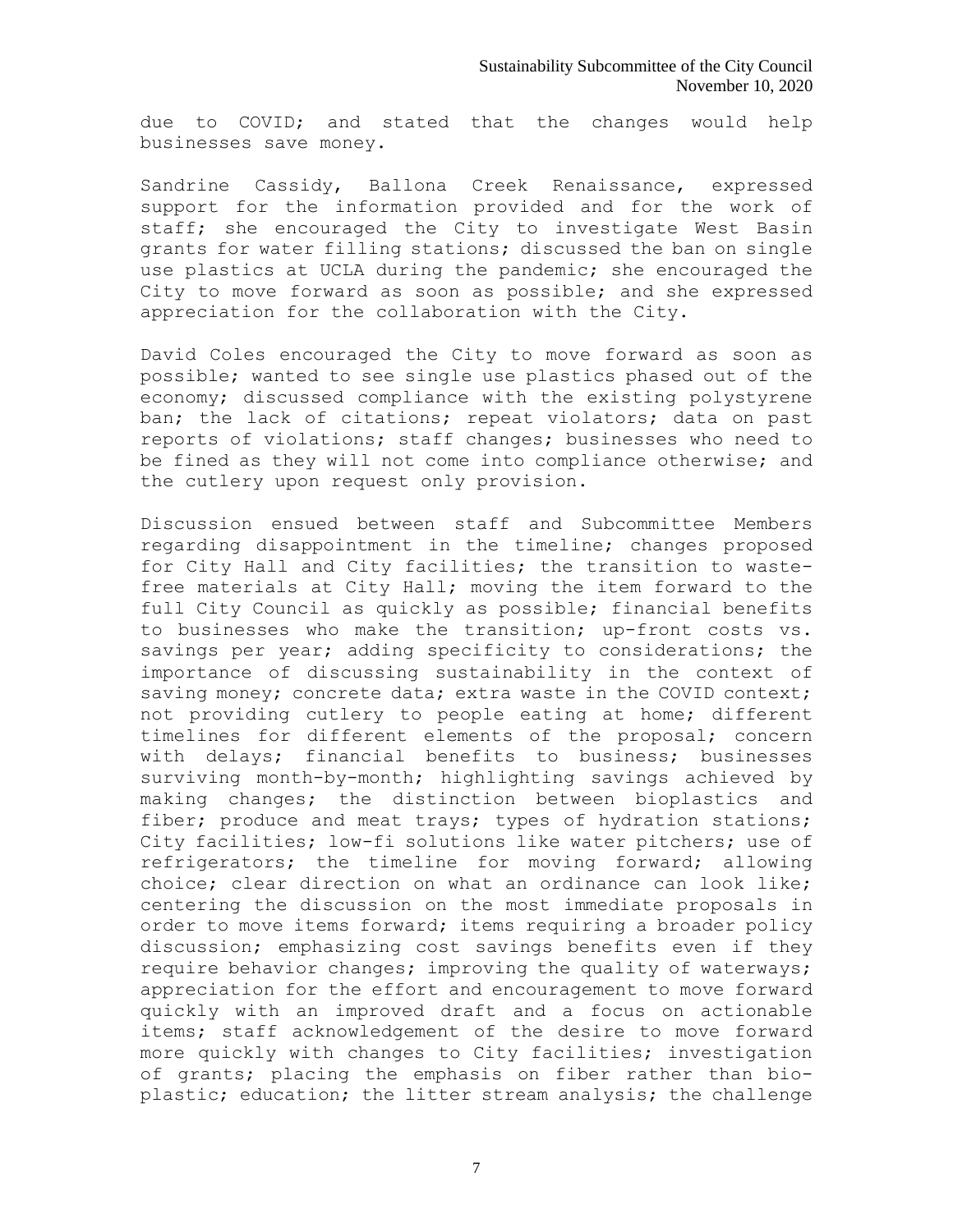due to COVID; and stated that the changes would help businesses save money.

Sandrine Cassidy, Ballona Creek Renaissance, expressed support for the information provided and for the work of staff; she encouraged the City to investigate West Basin grants for water filling stations; discussed the ban on single use plastics at UCLA during the pandemic; she encouraged the City to move forward as soon as possible; and she expressed appreciation for the collaboration with the City.

David Coles encouraged the City to move forward as soon as possible; wanted to see single use plastics phased out of the economy; discussed compliance with the existing polystyrene ban; the lack of citations; repeat violators; data on past reports of violations; staff changes; businesses who need to be fined as they will not come into compliance otherwise; and the cutlery upon request only provision.

Discussion ensued between staff and Subcommittee Members regarding disappointment in the timeline; changes proposed for City Hall and City facilities; the transition to waste-free materials at City Hall; moving the item forward to the full City Council as quickly as possible; financial benefits to businesses who make the transition; up-front costs vs. savings per year; adding specificity to considerations; the importance of discussing sustainability in the context of saving money; concrete data; extra waste in the COVID context; not providing cutlery to people eating at home; different timelines for different elements of the proposal; concern with delays; financial benefits to business; businesses surviving month-by-month; highlighting savings achieved by making changes; the distinction between bioplastics and fiber; produce and meat trays; types of hydration stations; City facilities; low-fi solutions like water pitchers; use of refrigerators; the timeline for moving forward; allowing choice; clear direction on what an ordinance can look like; centering the discussion on the most immediate proposals in order to move items forward; items requiring a broader policy discussion; emphasizing cost savings benefits even if they require behavior changes; improving the quality of waterways; appreciation for the effort and encouragement to move forward quickly with an improved draft and a focus on actionable items; staff acknowledgement of the desire to move forward more quickly with changes to City facilities; investigation of grants; placing the emphasis on fiber rather than bio-plastic; education; the litter stream analysis; the challenge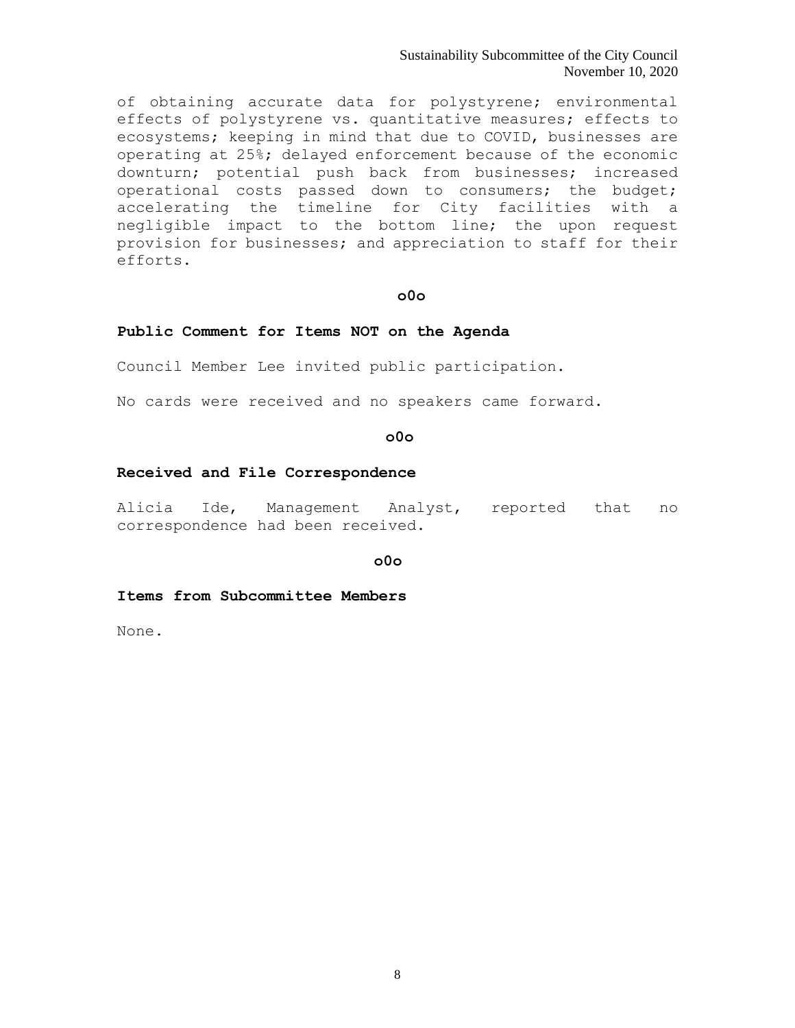of obtaining accurate data for polystyrene; environmental effects of polystyrene vs. quantitative measures; effects to ecosystems; keeping in mind that due to COVID, businesses are operating at 25%; delayed enforcement because of the economic downturn; potential push back from businesses; increased operational costs passed down to consumers; the budget; accelerating the timeline for City facilities with a negligible impact to the bottom line; the upon request provision for businesses; and appreciation to staff for their efforts.

**o0o**

**Public Comment for Items NOT on the Agenda**

Council Member Lee invited public participation.

No cards were received and no speakers came forward.

**o0o**

**Received and File Correspondence**

Alicia Ide, Management Analyst, reported that no correspondence had been received.

**o0o**

**Items from Subcommittee Members**

None.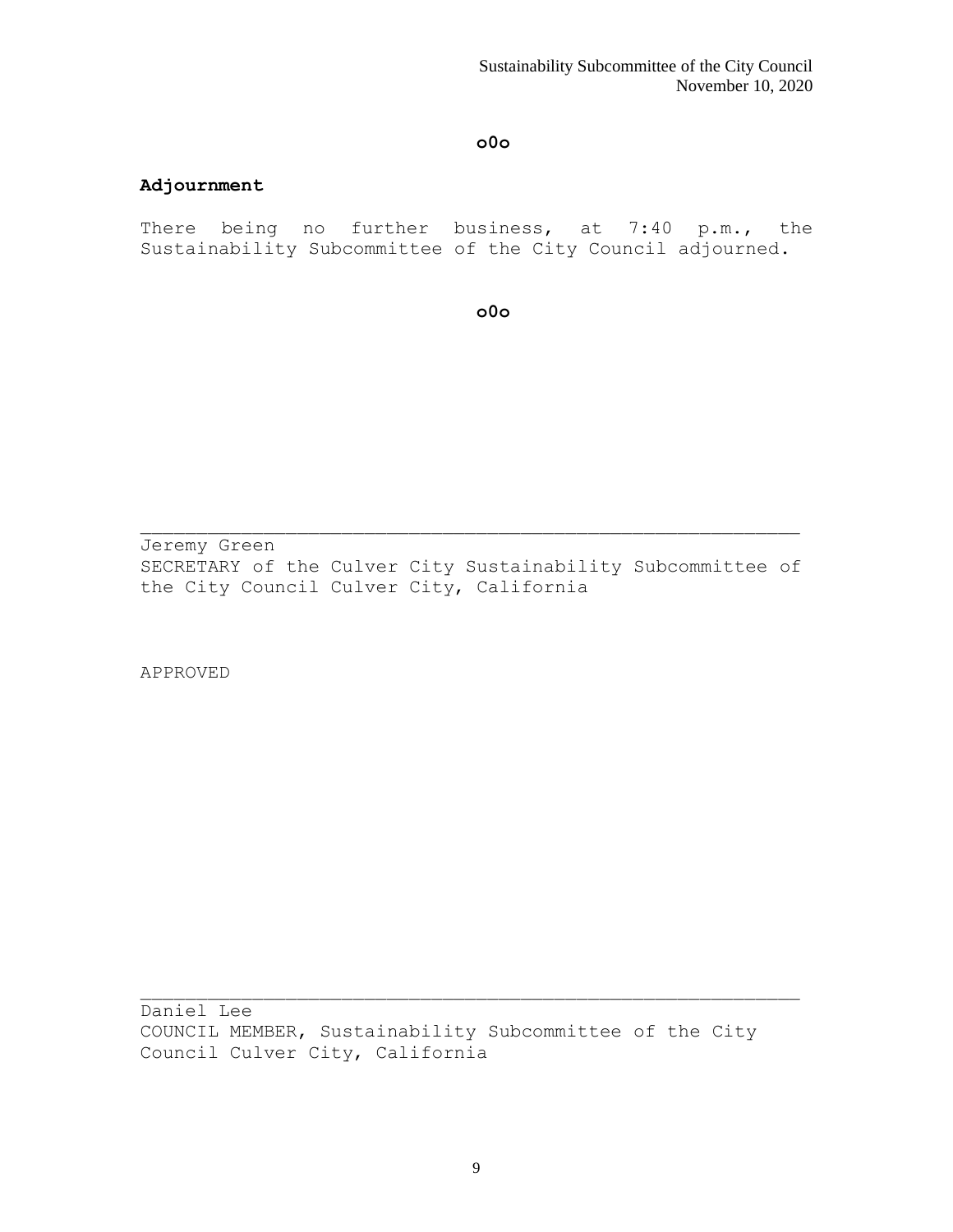o0o

**Adjournment**

There being no further business, at 7:40 p.m., the Sustainability Subcommittee of the City Council adjourned.

o0o

\_\_\_\_\_\_\_\_\_\_\_\_\_\_\_\_\_\_\_\_\_\_\_\_\_\_\_\_\_\_\_\_\_\_\_\_\_\_\_\_\_\_\_\_\_\_\_\_\_\_\_\_\_\_\_\_\_\_\_\_

Jeremy Green
SECRETARY of the Culver City Sustainability Subcommittee of the City Council Culver City, California

APPROVED

\_\_\_\_\_\_\_\_\_\_\_\_\_\_\_\_\_\_\_\_\_\_\_\_\_\_\_\_\_\_\_\_\_\_\_\_\_\_\_\_\_\_\_\_\_\_\_\_\_\_\_\_\_\_\_\_\_\_\_\_

Daniel Lee
COUNCIL MEMBER, Sustainability Subcommittee of the City Council Culver City, California